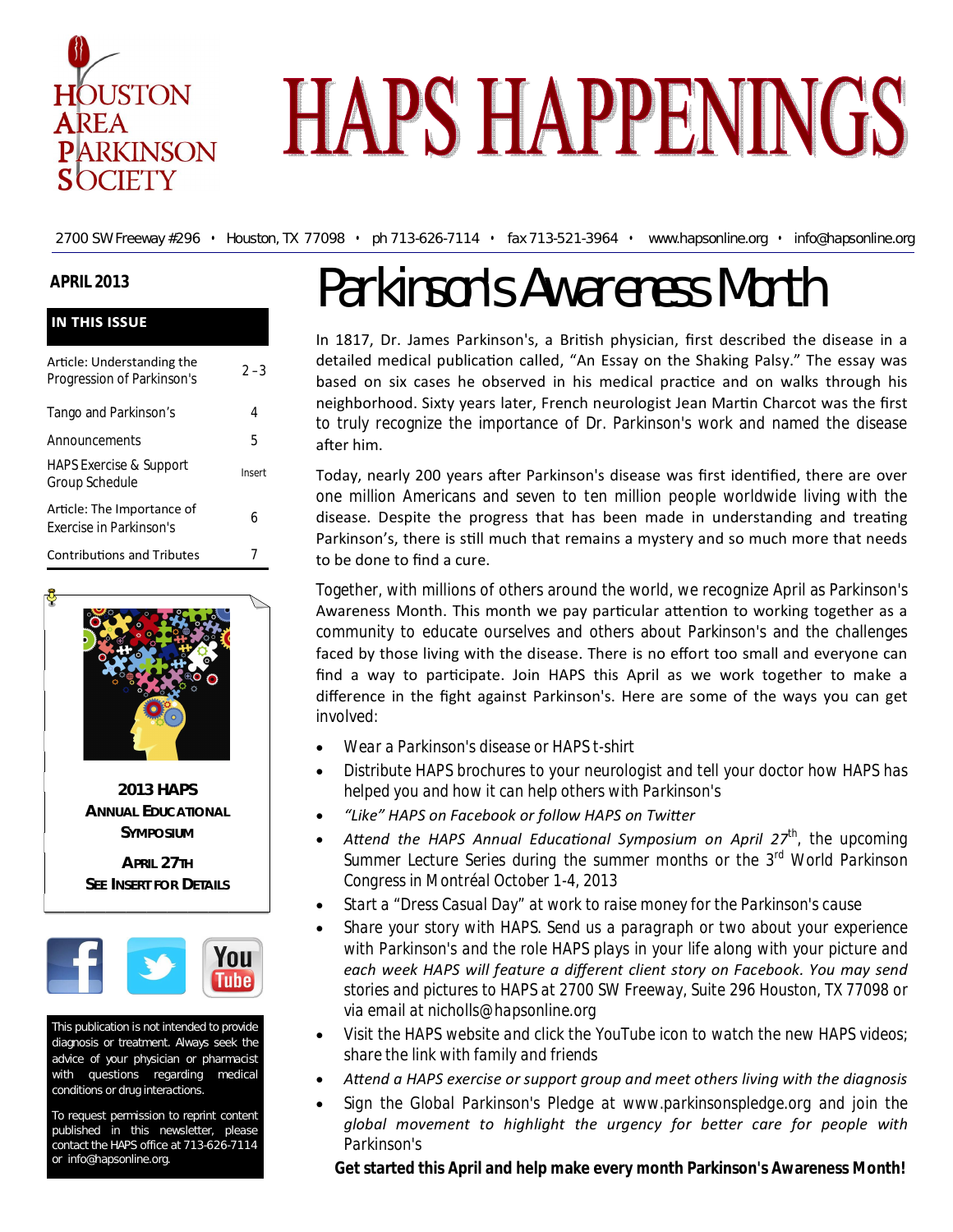# HAPS HAPPENINGS

HOUSTON AREA PARKINSON SOCIETY

2700 SW Freeway #296 • Houston, TX 77098 • ph 713-626-7114 • fax 713-521-3964 • www.hapsonline.org • info@hapsonline.org

**APRIL 2013**

**IN THIS ISSUE**

| | |
|---|---|
| Article: Understanding the Progression of Parkinson's | 2 – 3 |
| Tango and Parkinson's | 4 |
| Announcements | 5 |
| HAPS Exercise & Support Group Schedule | Insert |
| Article: The Importance of Exercise in Parkinson's | 6 |
| Contributions and Tributes | 7 |

**2013 HAPS ANNUAL EDUCATIONAL SYMPOSIUM**

**APRIL 27TH**

**SEE INSERT FOR DETAILS**

This publication is not intended to provide diagnosis or treatment. Always seek the advice of your physician or pharmacist with questions regarding medical conditions or drug interactions.

To request permission to reprint content published in this newsletter, please contact the HAPS office at 713-626-7114 or info@hapsonline.org.

# Parkinson's Awareness Month

In 1817, Dr. James Parkinson's, a British physician, first described the disease in a detailed medical publication called, "An Essay on the Shaking Palsy." The essay was based on six cases he observed in his medical practice and on walks through his neighborhood. Sixty years later, French neurologist Jean Martin Charcot was the first to truly recognize the importance of Dr. Parkinson's work and named the disease after him.

Today, nearly 200 years after Parkinson's disease was first identified, there are over one million Americans and seven to ten million people worldwide living with the disease. Despite the progress that has been made in understanding and treating Parkinson's, there is still much that remains a mystery and so much more that needs to be done to find a cure.

Together, with millions of others around the world, we recognize April as Parkinson's Awareness Month. This month we pay particular attention to working together as a community to educate ourselves and others about Parkinson's and the challenges faced by those living with the disease. There is no effort too small and everyone can find a way to participate. Join HAPS this April as we work together to make a difference in the fight against Parkinson's. Here are some of the ways you can get involved:

- Wear a Parkinson's disease or HAPS t-shirt
- Distribute HAPS brochures to your neurologist and tell your doctor how HAPS has helped you and how it can help others with Parkinson's
- *"Like" HAPS on Facebook or follow HAPS on Twitter*
- *Attend the HAPS Annual Educational Symposium on April 27th*, the upcoming Summer Lecture Series during the summer months or the 3rd World Parkinson Congress in Montréal October 1-4, 2013
- Start a "Dress Casual Day" at work to raise money for the Parkinson's cause
- Share your story with HAPS. Send us a paragraph or two about your experience with Parkinson's and the role HAPS plays in your life along with your picture and *each week HAPS will feature a different client story on Facebook. You may send* stories and pictures to HAPS at 2700 SW Freeway, Suite 296 Houston, TX 77098 or via email at nicholls@hapsonline.org
- Visit the HAPS website and click the YouTube icon to watch the new HAPS videos; share the link with family and friends
- *Attend a HAPS exercise or support group and meet others living with the diagnosis*
- Sign the Global Parkinson's Pledge at www.parkinsonspledge.org and join the *global movement to highlight the urgency for better care for people with* Parkinson's

**Get started this April and help make every month Parkinson's Awareness Month!**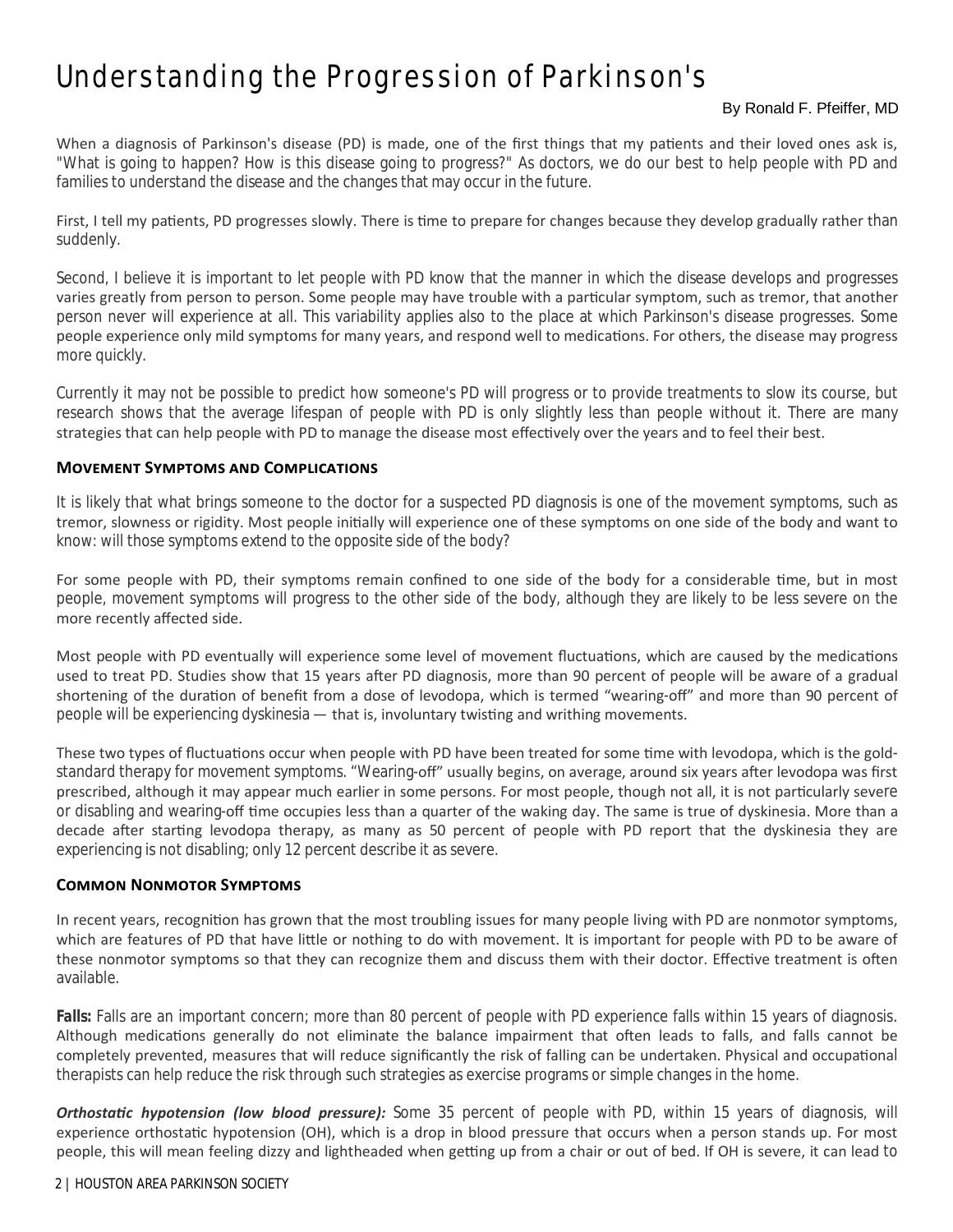# Understanding the Progression of Parkinson's

By Ronald F. Pfeiffer, MD

When a diagnosis of Parkinson's disease (PD) is made, one of the first things that my patients and their loved ones ask is, "What is going to happen? How is this disease going to progress?" As doctors, we do our best to help people with PD and families to understand the disease and the changes that may occur in the future.

First, I tell my patients, PD progresses slowly. There is time to prepare for changes because they develop gradually rather than suddenly.

Second, I believe it is important to let people with PD know that the manner in which the disease develops and progresses varies greatly from person to person. Some people may have trouble with a particular symptom, such as tremor, that another person never will experience at all. This variability applies also to the place at which Parkinson's disease progresses. Some people experience only mild symptoms for many years, and respond well to medications. For others, the disease may progress more quickly.

Currently it may not be possible to predict how someone's PD will progress or to provide treatments to slow its course, but research shows that the average lifespan of people with PD is only slightly less than people without it. There are many strategies that can help people with PD to manage the disease most effectively over the years and to feel their best.

## Movement Symptoms and Complications

It is likely that what brings someone to the doctor for a suspected PD diagnosis is one of the movement symptoms, such as tremor, slowness or rigidity. Most people initially will experience one of these symptoms on one side of the body and want to know: will those symptoms extend to the opposite side of the body?

For some people with PD, their symptoms remain confined to one side of the body for a considerable time, but in most people, movement symptoms will progress to the other side of the body, although they are likely to be less severe on the more recently affected side.

Most people with PD eventually will experience some level of movement fluctuations, which are caused by the medications used to treat PD. Studies show that 15 years after PD diagnosis, more than 90 percent of people will be aware of a gradual shortening of the duration of benefit from a dose of levodopa, which is termed "wearing-off" and more than 90 percent of people will be experiencing dyskinesia — that is, involuntary twisting and writhing movements.

These two types of fluctuations occur when people with PD have been treated for some time with levodopa, which is the gold-standard therapy for movement symptoms. "Wearing-off" usually begins, on average, around six years after levodopa was first prescribed, although it may appear much earlier in some persons. For most people, though not all, it is not particularly severe or disabling and wearing-off time occupies less than a quarter of the waking day. The same is true of dyskinesia. More than a decade after starting levodopa therapy, as many as 50 percent of people with PD report that the dyskinesia they are experiencing is not disabling; only 12 percent describe it as severe.

## Common Nonmotor Symptoms

In recent years, recognition has grown that the most troubling issues for many people living with PD are nonmotor symptoms, which are features of PD that have little or nothing to do with movement. It is important for people with PD to be aware of these nonmotor symptoms so that they can recognize them and discuss them with their doctor. Effective treatment is often available.

**Falls:** Falls are an important concern; more than 80 percent of people with PD experience falls within 15 years of diagnosis. Although medications generally do not eliminate the balance impairment that often leads to falls, and falls cannot be completely prevented, measures that will reduce significantly the risk of falling can be undertaken. Physical and occupational therapists can help reduce the risk through such strategies as exercise programs or simple changes in the home.

***Orthostatic hypotension (low blood pressure):*** Some 35 percent of people with PD, within 15 years of diagnosis, will experience orthostatic hypotension (OH), which is a drop in blood pressure that occurs when a person stands up. For most people, this will mean feeling dizzy and lightheaded when getting up from a chair or out of bed. If OH is severe, it can lead to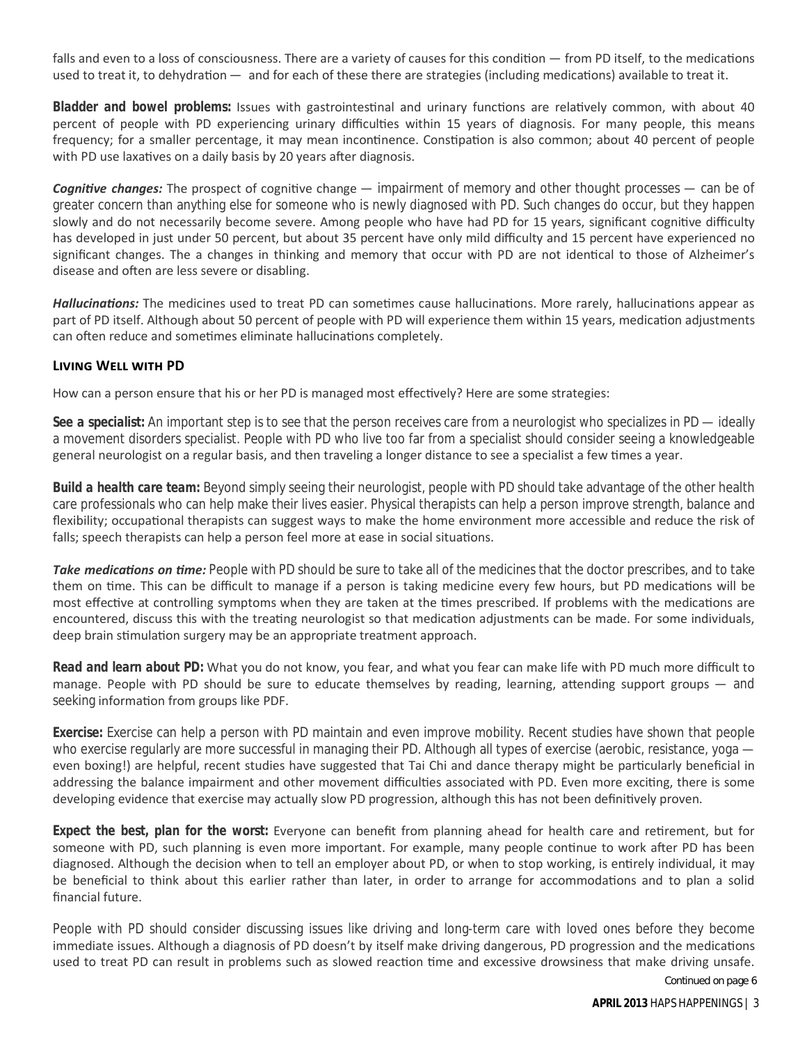falls and even to a loss of consciousness. There are a variety of causes for this condition — from PD itself, to the medications used to treat it, to dehydration — and for each of these there are strategies (including medications) available to treat it.

**Bladder and bowel problems:** Issues with gastrointestinal and urinary functions are relatively common, with about 40 percent of people with PD experiencing urinary difficulties within 15 years of diagnosis. For many people, this means frequency; for a smaller percentage, it may mean incontinence. Constipation is also common; about 40 percent of people with PD use laxatives on a daily basis by 20 years after diagnosis.

***Cognitive changes:*** The prospect of cognitive change — impairment of memory and other thought processes — can be of greater concern than anything else for someone who is newly diagnosed with PD. Such changes do occur, but they happen slowly and do not necessarily become severe. Among people who have had PD for 15 years, significant cognitive difficulty has developed in just under 50 percent, but about 35 percent have only mild difficulty and 15 percent have experienced no significant changes. The a changes in thinking and memory that occur with PD are not identical to those of Alzheimer's disease and often are less severe or disabling.

***Hallucinations:*** The medicines used to treat PD can sometimes cause hallucinations. More rarely, hallucinations appear as part of PD itself. Although about 50 percent of people with PD will experience them within 15 years, medication adjustments can often reduce and sometimes eliminate hallucinations completely.

## Living Well with PD

How can a person ensure that his or her PD is managed most effectively? Here are some strategies:

**See a specialist:** An important step is to see that the person receives care from a neurologist who specializes in PD — ideally a movement disorders specialist. People with PD who live too far from a specialist should consider seeing a knowledgeable general neurologist on a regular basis, and then traveling a longer distance to see a specialist a few times a year.

**Build a health care team:** Beyond simply seeing their neurologist, people with PD should take advantage of the other health care professionals who can help make their lives easier. Physical therapists can help a person improve strength, balance and flexibility; occupational therapists can suggest ways to make the home environment more accessible and reduce the risk of falls; speech therapists can help a person feel more at ease in social situations.

***Take medications on time:*** People with PD should be sure to take all of the medicines that the doctor prescribes, and to take them on time. This can be difficult to manage if a person is taking medicine every few hours, but PD medications will be most effective at controlling symptoms when they are taken at the times prescribed. If problems with the medications are encountered, discuss this with the treating neurologist so that medication adjustments can be made. For some individuals, deep brain stimulation surgery may be an appropriate treatment approach.

**Read and learn about PD:** What you do not know, you fear, and what you fear can make life with PD much more difficult to manage. People with PD should be sure to educate themselves by reading, learning, attending support groups — and seeking information from groups like PDF.

**Exercise:** Exercise can help a person with PD maintain and even improve mobility. Recent studies have shown that people who exercise regularly are more successful in managing their PD. Although all types of exercise (aerobic, resistance, yoga — even boxing!) are helpful, recent studies have suggested that Tai Chi and dance therapy might be particularly beneficial in addressing the balance impairment and other movement difficulties associated with PD. Even more exciting, there is some developing evidence that exercise may actually slow PD progression, although this has not been definitively proven.

**Expect the best, plan for the worst:** Everyone can benefit from planning ahead for health care and retirement, but for someone with PD, such planning is even more important. For example, many people continue to work after PD has been diagnosed. Although the decision when to tell an employer about PD, or when to stop working, is entirely individual, it may be beneficial to think about this earlier rather than later, in order to arrange for accommodations and to plan a solid financial future.

People with PD should consider discussing issues like driving and long-term care with loved ones before they become immediate issues. Although a diagnosis of PD doesn't by itself make driving dangerous, PD progression and the medications used to treat PD can result in problems such as slowed reaction time and excessive drowsiness that make driving unsafe.

*Continued on page 6*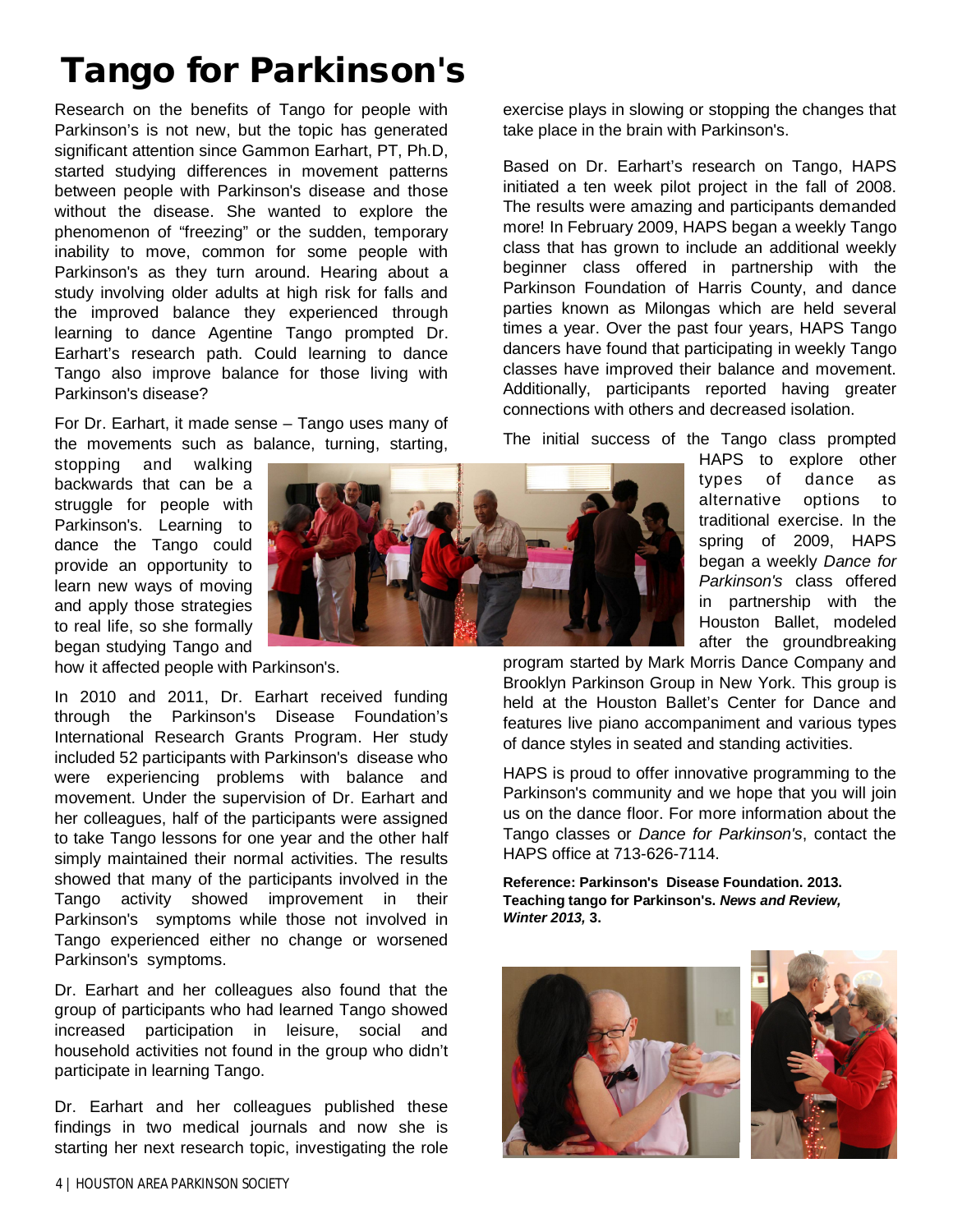# Tango for Parkinson's

Research on the benefits of Tango for people with Parkinson's is not new, but the topic has generated significant attention since Gammon Earhart, PT, Ph.D, started studying differences in movement patterns between people with Parkinson's disease and those without the disease. She wanted to explore the phenomenon of "freezing" or the sudden, temporary inability to move, common for some people with Parkinson's as they turn around. Hearing about a study involving older adults at high risk for falls and the improved balance they experienced through learning to dance Agentine Tango prompted Dr. Earhart's research path. Could learning to dance Tango also improve balance for those living with Parkinson's disease?

For Dr. Earhart, it made sense – Tango uses many of the movements such as balance, turning, starting, stopping and walking backwards that can be a struggle for people with Parkinson's. Learning to dance the Tango could provide an opportunity to learn new ways of moving and apply those strategies to real life, so she formally began studying Tango and how it affected people with Parkinson's.

In 2010 and 2011, Dr. Earhart received funding through the Parkinson's Disease Foundation's International Research Grants Program. Her study included 52 participants with Parkinson's disease who were experiencing problems with balance and movement. Under the supervision of Dr. Earhart and her colleagues, half of the participants were assigned to take Tango lessons for one year and the other half simply maintained their normal activities. The results showed that many of the participants involved in the Tango activity showed improvement in their Parkinson's symptoms while those not involved in Tango experienced either no change or worsened Parkinson's symptoms.

Dr. Earhart and her colleagues also found that the group of participants who had learned Tango showed increased participation in leisure, social and household activities not found in the group who didn't participate in learning Tango.

Dr. Earhart and her colleagues published these findings in two medical journals and now she is starting her next research topic, investigating the role exercise plays in slowing or stopping the changes that take place in the brain with Parkinson's.

Based on Dr. Earhart's research on Tango, HAPS initiated a ten week pilot project in the fall of 2008. The results were amazing and participants demanded more! In February 2009, HAPS began a weekly Tango class that has grown to include an additional weekly beginner class offered in partnership with the Parkinson Foundation of Harris County, and dance parties known as Milongas which are held several times a year. Over the past four years, HAPS Tango dancers have found that participating in weekly Tango classes have improved their balance and movement. Additionally, participants reported having greater connections with others and decreased isolation.

The initial success of the Tango class prompted HAPS to explore other types of dance as alternative options to traditional exercise. In the spring of 2009, HAPS began a weekly *Dance for Parkinson's* class offered in partnership with the Houston Ballet, modeled after the groundbreaking program started by Mark Morris Dance Company and Brooklyn Parkinson Group in New York. This group is held at the Houston Ballet's Center for Dance and features live piano accompaniment and various types of dance styles in seated and standing activities.

HAPS is proud to offer innovative programming to the Parkinson's community and we hope that you will join us on the dance floor. For more information about the Tango classes or *Dance for Parkinson's*, contact the HAPS office at 713-626-7114.

**Reference: Parkinson's Disease Foundation. 2013. Teaching tango for Parkinson's. *News and Review, Winter 2013,* 3.**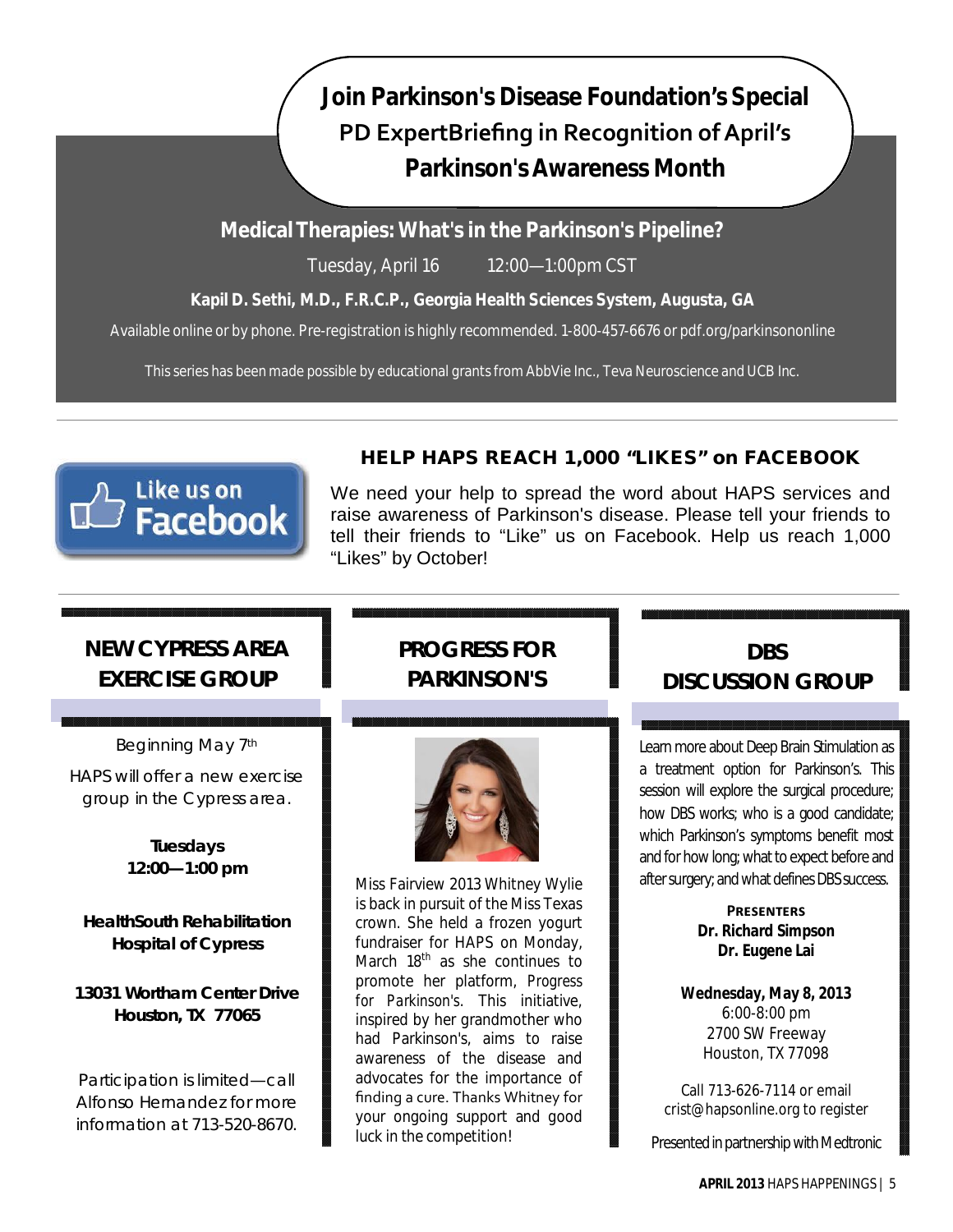## Join Parkinson's Disease Foundation's Special PD ExpertBriefing in Recognition of April's Parkinson's Awareness Month

**Medical Therapies: What's in the Parkinson's Pipeline?**

Tuesday, April 16 12:00—1:00pm CST

**Kapil D. Sethi, M.D., F.R.C.P., Georgia Health Sciences System, Augusta, GA**

Available online or by phone. Pre-registration is highly recommended. 1-800-457-6676 or pdf.org/parkinsononline

This series has been made possible by educational grants from AbbVie Inc., Teva Neuroscience and UCB Inc.

---

## HELP HAPS REACH 1,000 "LIKES" on FACEBOOK

Like us on Facebook

We need your help to spread the word about HAPS services and raise awareness of Parkinson's disease. Please tell your friends to tell their friends to "Like" us on Facebook. Help us reach 1,000 "Likes" by October!

---

## NEW CYPRESS AREA EXERCISE GROUP

Beginning May 7th

HAPS will offer a new exercise group in the Cypress area.

**Tuesdays**
**12:00—1:00 pm**

**HealthSouth Rehabilitation Hospital of Cypress**

**13031 Wortham Center Drive**
**Houston, TX 77065**

Participation is limited—call Alfonso Hernandez for more information at 713-520-8670.

## PROGRESS FOR PARKINSON'S

Miss Fairview 2013 Whitney Wylie is back in pursuit of the Miss Texas crown. She held a frozen yogurt fundraiser for HAPS on Monday, March 18th as she continues to promote her platform, Progress for Parkinson's. This initiative, inspired by her grandmother who had Parkinson's, aims to raise awareness of the disease and advocates for the importance of finding a cure. Thanks Whitney for your ongoing support and good luck in the competition!

## DBS DISCUSSION GROUP

Learn more about Deep Brain Stimulation as a treatment option for Parkinson's. This session will explore the surgical procedure; how DBS works; who is a good candidate; which Parkinson's symptoms benefit most and for how long; what to expect before and after surgery; and what defines DBS success.

**PRESENTERS**
**Dr. Richard Simpson**
**Dr. Eugene Lai**

**Wednesday, May 8, 2013**
6:00-8:00 pm
2700 SW Freeway
Houston, TX 77098

Call 713-626-7114 or email crist@hapsonline.org to register

Presented in partnership with Medtronic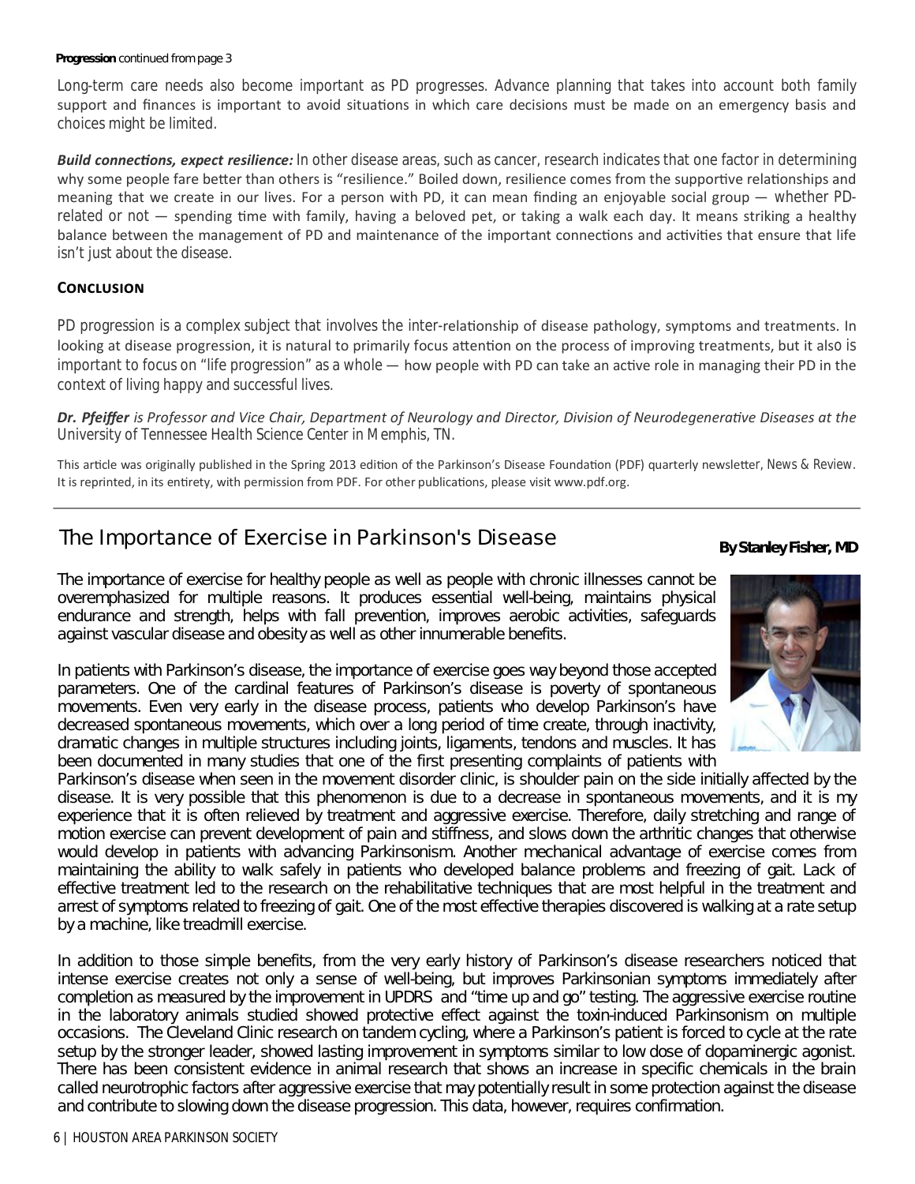**Progression** continued from page 3

Long-term care needs also become important as PD progresses. Advance planning that takes into account both family support and finances is important to avoid situations in which care decisions must be made on an emergency basis and choices might be limited.

***Build connections, expect resilience:*** In other disease areas, such as cancer, research indicates that one factor in determining why some people fare better than others is "resilience." Boiled down, resilience comes from the supportive relationships and meaning that we create in our lives. For a person with PD, it can mean finding an enjoyable social group — whether PD-related or not — spending time with family, having a beloved pet, or taking a walk each day. It means striking a healthy balance between the management of PD and maintenance of the important connections and activities that ensure that life isn't just about the disease.

## Conclusion

PD progression is a complex subject that involves the inter-relationship of disease pathology, symptoms and treatments. In looking at disease progression, it is natural to primarily focus attention on the process of improving treatments, but it also is important to focus on "life progression" as a whole — how people with PD can take an active role in managing their PD in the context of living happy and successful lives.

***Dr. Pfeiffer*** *is Professor and Vice Chair, Department of Neurology and Director, Division of Neurodegenerative Diseases at the University of Tennessee Health Science Center in Memphis, TN.*

This article was originally published in the Spring 2013 edition of the Parkinson's Disease Foundation (PDF) quarterly newsletter, News & Review. It is reprinted, in its entirety, with permission from PDF. For other publications, please visit www.pdf.org.

---

# The Importance of Exercise in Parkinson's Disease

**By Stanley Fisher, MD**

The importance of exercise for healthy people as well as people with chronic illnesses cannot be overemphasized for multiple reasons. It produces essential well-being, maintains physical endurance and strength, helps with fall prevention, improves aerobic activities, safeguards against vascular disease and obesity as well as other innumerable benefits.

In patients with Parkinson's disease, the importance of exercise goes way beyond those accepted parameters. One of the cardinal features of Parkinson's disease is poverty of spontaneous movements. Even very early in the disease process, patients who develop Parkinson's have decreased spontaneous movements, which over a long period of time create, through inactivity, dramatic changes in multiple structures including joints, ligaments, tendons and muscles. It has been documented in many studies that one of the first presenting complaints of patients with Parkinson's disease when seen in the movement disorder clinic, is shoulder pain on the side initially affected by the disease. It is very possible that this phenomenon is due to a decrease in spontaneous movements, and it is my experience that it is often relieved by treatment and aggressive exercise. Therefore, daily stretching and range of motion exercise can prevent development of pain and stiffness, and slows down the arthritic changes that otherwise would develop in patients with advancing Parkinsonism. Another mechanical advantage of exercise comes from maintaining the ability to walk safely in patients who developed balance problems and freezing of gait. Lack of effective treatment led to the research on the rehabilitative techniques that are most helpful in the treatment and arrest of symptoms related to freezing of gait. One of the most effective therapies discovered is walking at a rate setup by a machine, like treadmill exercise.

In addition to those simple benefits, from the very early history of Parkinson's disease researchers noticed that intense exercise creates not only a sense of well-being, but improves Parkinsonian symptoms immediately after completion as measured by the improvement in UPDRS and "time up and go" testing. The aggressive exercise routine in the laboratory animals studied showed protective effect against the toxin-induced Parkinsonism on multiple occasions. The Cleveland Clinic research on tandem cycling, where a Parkinson's patient is forced to cycle at the rate setup by the stronger leader, showed lasting improvement in symptoms similar to low dose of dopaminergic agonist. There has been consistent evidence in animal research that shows an increase in specific chemicals in the brain called neurotrophic factors after aggressive exercise that may potentially result in some protection against the disease and contribute to slowing down the disease progression. This data, however, requires confirmation.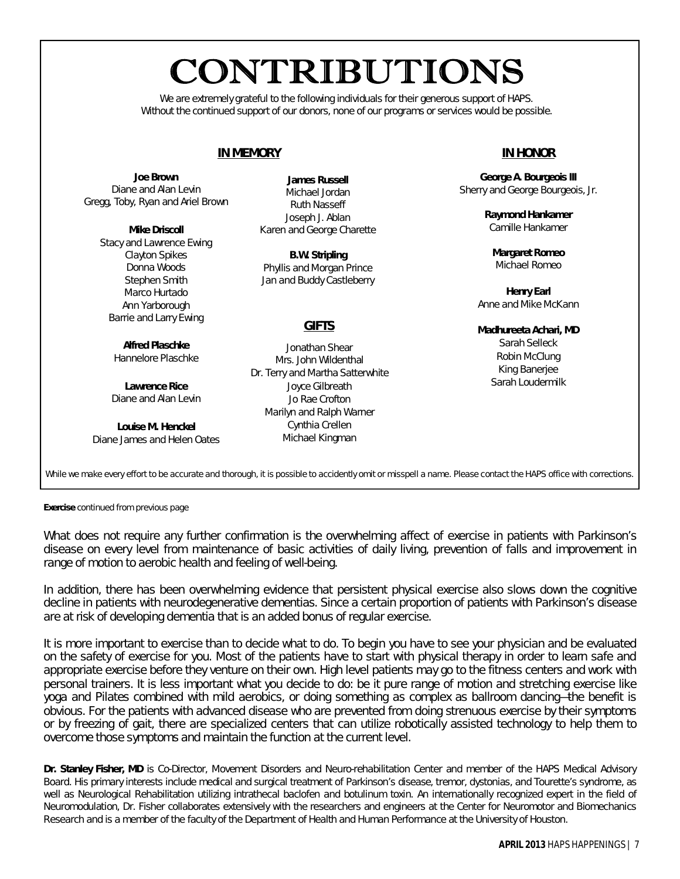# CONTRIBUTIONS

We are extremely grateful to the following individuals for their generous support of HAPS.
Without the continued support of our donors, none of our programs or services would be possible.

## IN MEMORY

**Joe Brown**
Diane and Alan Levin
Gregg, Toby, Ryan and Ariel Brown

**Mike Driscoll**
Stacy and Lawrence Ewing
Clayton Spikes
Donna Woods
Stephen Smith
Marco Hurtado
Ann Yarborough
Barrie and Larry Ewing

**Alfred Plaschke**
Hannelore Plaschke

**Lawrence Rice**
Diane and Alan Levin

**Louise M. Henckel**
Diane James and Helen Oates

**James Russell**
Michael Jordan
Ruth Nasseff
Joseph J. Ablan
Karen and George Charette

**B.W. Stripling**
Phyllis and Morgan Prince
Jan and Buddy Castleberry

## GIFTS

Jonathan Shear
Mrs. John Wildenthal
Dr. Terry and Martha Satterwhite
Joyce Gilbreath
Jo Rae Crofton
Marilyn and Ralph Warner
Cynthia Crellen
Michael Kingman

## IN HONOR

**George A. Bourgeois III**
Sherry and George Bourgeois, Jr.

**Raymond Hankamer**
Camille Hankamer

**Margaret Romeo**
Michael Romeo

**Henry Earl**
Anne and Mike McKann

**Madhureeta Achari, MD**
Sarah Selleck
Robin McClung
King Banerjee
Sarah Loudermilk

While we make every effort to be accurate and thorough, it is possible to accidently omit or misspell a name. Please contact the HAPS office with corrections.

**Exercise** continued from previous page

What does not require any further confirmation is the overwhelming affect of exercise in patients with Parkinson's disease on every level from maintenance of basic activities of daily living, prevention of falls and improvement in range of motion to aerobic health and feeling of well-being.

In addition, there has been overwhelming evidence that persistent physical exercise also slows down the cognitive decline in patients with neurodegenerative dementias. Since a certain proportion of patients with Parkinson's disease are at risk of developing dementia that is an added bonus of regular exercise.

It is more important to exercise than to decide what to do. To begin you have to see your physician and be evaluated on the safety of exercise for you. Most of the patients have to start with physical therapy in order to learn safe and appropriate exercise before they venture on their own. High level patients may go to the fitness centers and work with personal trainers. It is less important what you decide to do: be it pure range of motion and stretching exercise like yoga and Pilates combined with mild aerobics, or doing something as complex as ballroom dancing—the benefit is obvious. For the patients with advanced disease who are prevented from doing strenuous exercise by their symptoms or by freezing of gait, there are specialized centers that can utilize robotically assisted technology to help them to overcome those symptoms and maintain the function at the current level.

**Dr. Stanley Fisher, MD** is Co-Director, Movement Disorders and Neuro-rehabilitation Center and member of the HAPS Medical Advisory Board. His primary interests include medical and surgical treatment of Parkinson's disease, tremor, dystonias, and Tourette's syndrome, as well as Neurological Rehabilitation utilizing intrathecal baclofen and botulinum toxin. An internationally recognized expert in the field of Neuromodulation, Dr. Fisher collaborates extensively with the researchers and engineers at the Center for Neuromotor and Biomechanics Research and is a member of the faculty of the Department of Health and Human Performance at the University of Houston.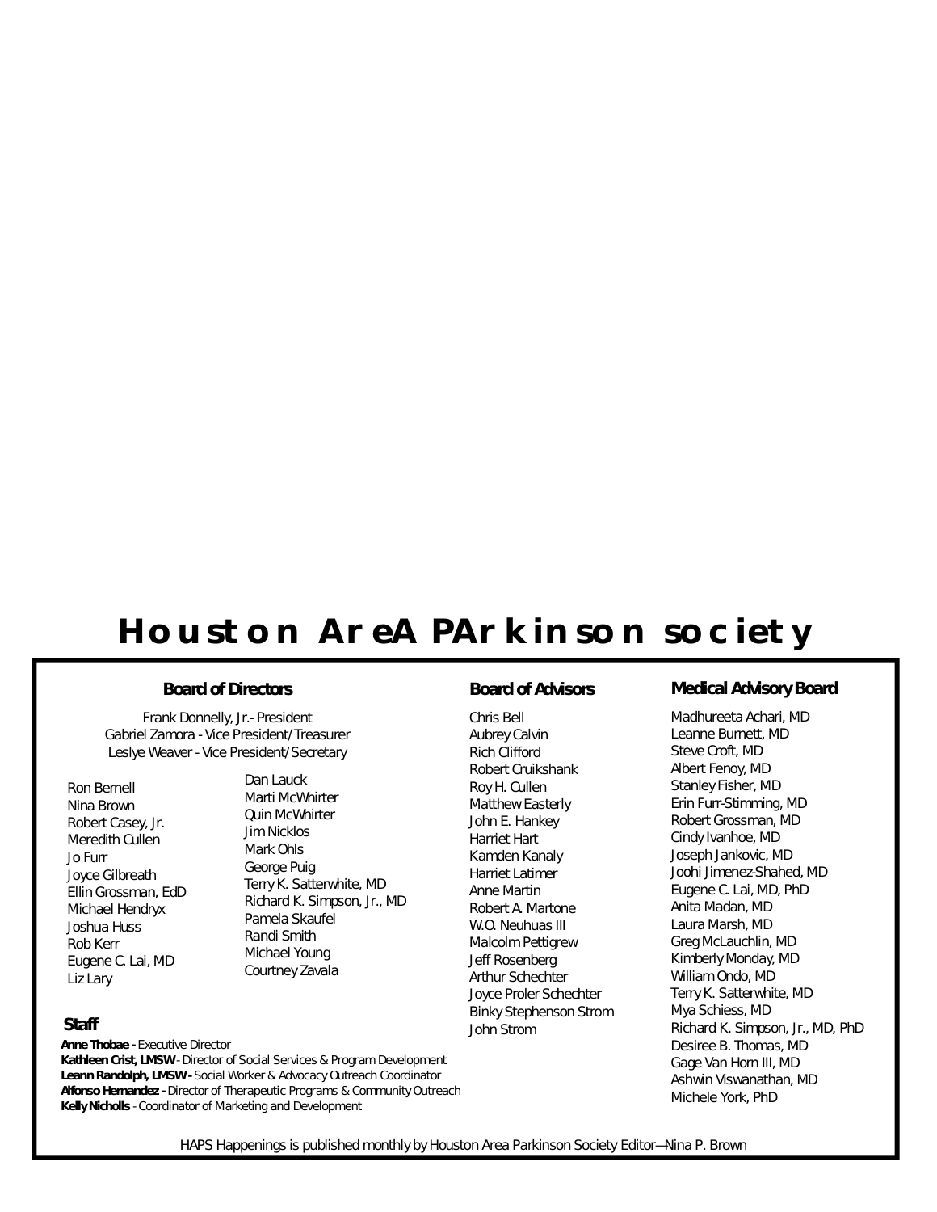# Houston AreA PArkinson society

## Board of Directors

Frank Donnelly, Jr.- President
Gabriel Zamora - Vice President/Treasurer
Leslye Weaver - Vice President/Secretary

Ron Bernell
Nina Brown
Robert Casey, Jr.
Meredith Cullen
Jo Furr
Joyce Gilbreath
Ellin Grossman, EdD
Michael Hendryx
Joshua Huss
Rob Kerr
Eugene C. Lai, MD
Liz Lary
Dan Lauck
Marti McWhirter
Quin McWhirter
Jim Nicklos
Mark Ohls
George Puig
Terry K. Satterwhite, MD
Richard K. Simpson, Jr., MD
Pamela Skaufel
Randi Smith
Michael Young
Courtney Zavala

## Staff

**Anne Thobae -** Executive Director
**Kathleen Crist, LMSW** - Director of Social Services & Program Development
**Leann Randolph, LMSW -** Social Worker & Advocacy Outreach Coordinator
**Alfonso Hernandez -** Director of Therapeutic Programs & Community Outreach
**Kelly Nicholls** - Coordinator of Marketing and Development

## Board of Advisors

Chris Bell
Aubrey Calvin
Rich Clifford
Robert Cruikshank
Roy H. Cullen
Matthew Easterly
John E. Hankey
Harriet Hart
Kamden Kanaly
Harriet Latimer
Anne Martin
Robert A. Martone
W.O. Neuhuas III
Malcolm Pettigrew
Jeff Rosenberg
Arthur Schechter
Joyce Proler Schechter
Binky Stephenson Strom
John Strom

## Medical Advisory Board

Madhureeta Achari, MD
Leanne Burnett, MD
Steve Croft, MD
Albert Fenoy, MD
Stanley Fisher, MD
Erin Furr-Stimming, MD
Robert Grossman, MD
Cindy Ivanhoe, MD
Joseph Jankovic, MD
Joohi Jimenez-Shahed, MD
Eugene C. Lai, MD, PhD
Anita Madan, MD
Laura Marsh, MD
Greg McLauchlin, MD
Kimberly Monday, MD
William Ondo, MD
Terry K. Satterwhite, MD
Mya Schiess, MD
Richard K. Simpson, Jr., MD, PhD
Desiree B. Thomas, MD
Gage Van Horn III, MD
Ashwin Viswanathan, MD
Michele York, PhD

HAPS Happenings is published monthly by Houston Area Parkinson Society Editor—Nina P. Brown